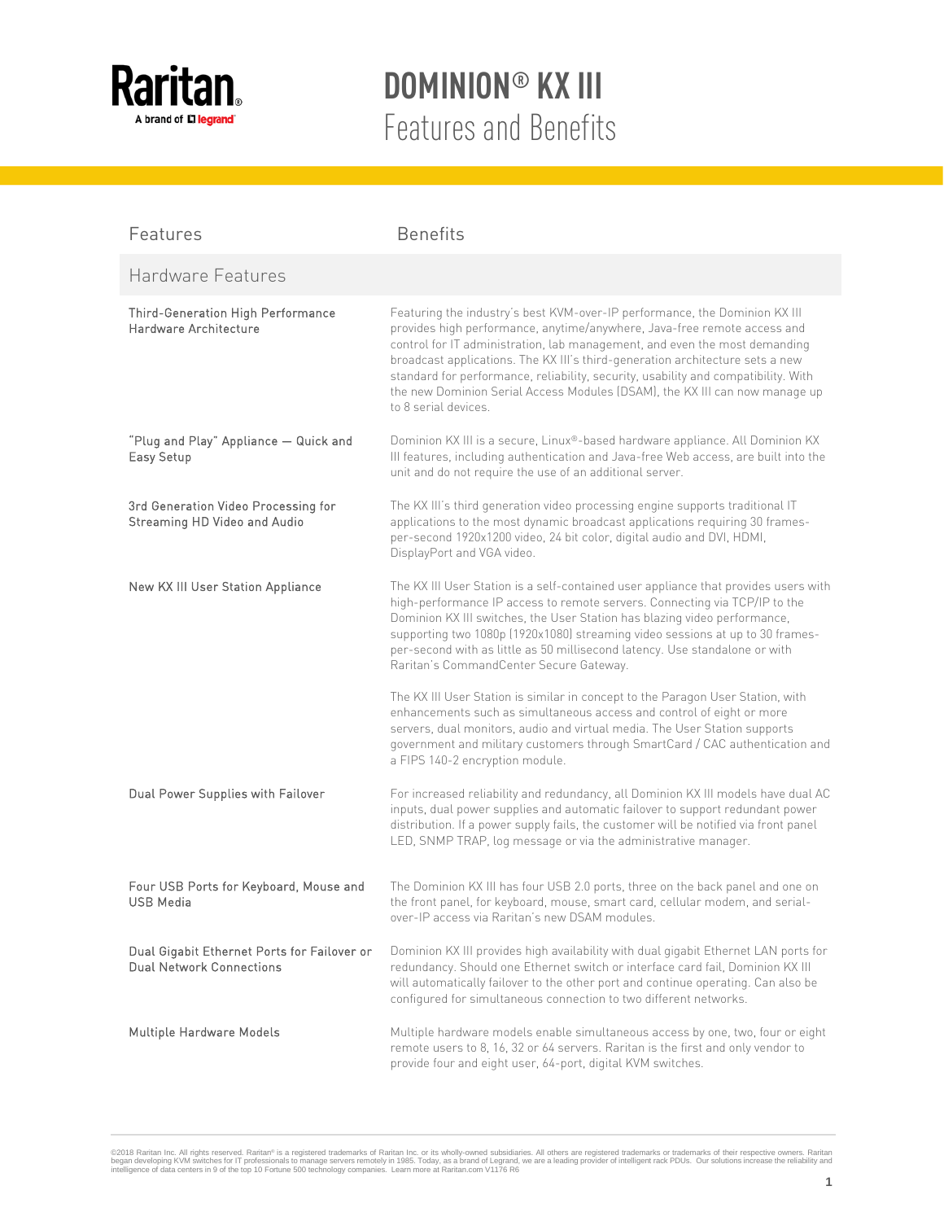# DOMINION® KX III

## Features and Benefits

| Features | Benefits |
|---|---|
| **Hardware Features** | |
| Third-Generation High Performance Hardware Architecture | Featuring the industry's best KVM-over-IP performance, the Dominion KX III provides high performance, anytime/anywhere, Java-free remote access and control for IT administration, lab management, and even the most demanding broadcast applications. The KX III's third-generation architecture sets a new standard for performance, reliability, security, usability and compatibility. With the new Dominion Serial Access Modules (DSAM), the KX III can now manage up to 8 serial devices. |
| "Plug and Play" Appliance — Quick and Easy Setup | Dominion KX III is a secure, Linux®-based hardware appliance. All Dominion KX III features, including authentication and Java-free Web access, are built into the unit and do not require the use of an additional server. |
| 3rd Generation Video Processing for Streaming HD Video and Audio | The KX III's third generation video processing engine supports traditional IT applications to the most dynamic broadcast applications requiring 30 frames-per-second 1920x1200 video, 24 bit color, digital audio and DVI, HDMI, DisplayPort and VGA video. |
| New KX III User Station Appliance | The KX III User Station is a self-contained user appliance that provides users with high-performance IP access to remote servers. Connecting via TCP/IP to the Dominion KX III switches, the User Station has blazing video performance, supporting two 1080p (1920x1080) streaming video sessions at up to 30 frames-per-second with as little as 50 millisecond latency. Use standalone or with Raritan's CommandCenter Secure Gateway.<br><br>The KX III User Station is similar in concept to the Paragon User Station, with enhancements such as simultaneous access and control of eight or more servers, dual monitors, audio and virtual media. The User Station supports government and military customers through SmartCard / CAC authentication and a FIPS 140-2 encryption module. |
| Dual Power Supplies with Failover | For increased reliability and redundancy, all Dominion KX III models have dual AC inputs, dual power supplies and automatic failover to support redundant power distribution. If a power supply fails, the customer will be notified via front panel LED, SNMP TRAP, log message or via the administrative manager. |
| Four USB Ports for Keyboard, Mouse and USB Media | The Dominion KX III has four USB 2.0 ports, three on the back panel and one on the front panel, for keyboard, mouse, smart card, cellular modem, and serial-over-IP access via Raritan's new DSAM modules. |
| Dual Gigabit Ethernet Ports for Failover or Dual Network Connections | Dominion KX III provides high availability with dual gigabit Ethernet LAN ports for redundancy. Should one Ethernet switch or interface card fail, Dominion KX III will automatically failover to the other port and continue operating. Can also be configured for simultaneous connection to two different networks. |
| Multiple Hardware Models | Multiple hardware models enable simultaneous access by one, two, four or eight remote users to 8, 16, 32 or 64 servers. Raritan is the first and only vendor to provide four and eight user, 64-port, digital KVM switches. |

©2018 Raritan Inc. All rights reserved. Raritan® is a registered trademarks of Raritan Inc. or its wholly-owned subsidiaries. All others are registered trademarks or trademarks of their respective owners. Raritan began developing KVM switches for IT professionals to manage servers remotely in 1985. Today, as a brand of Legrand, we are a leading provider of intelligent rack PDUs. Our solutions increase the reliability and intelligence of data centers in 9 of the top 10 Fortune 500 technology companies. Learn more at Raritan.com V1176 R6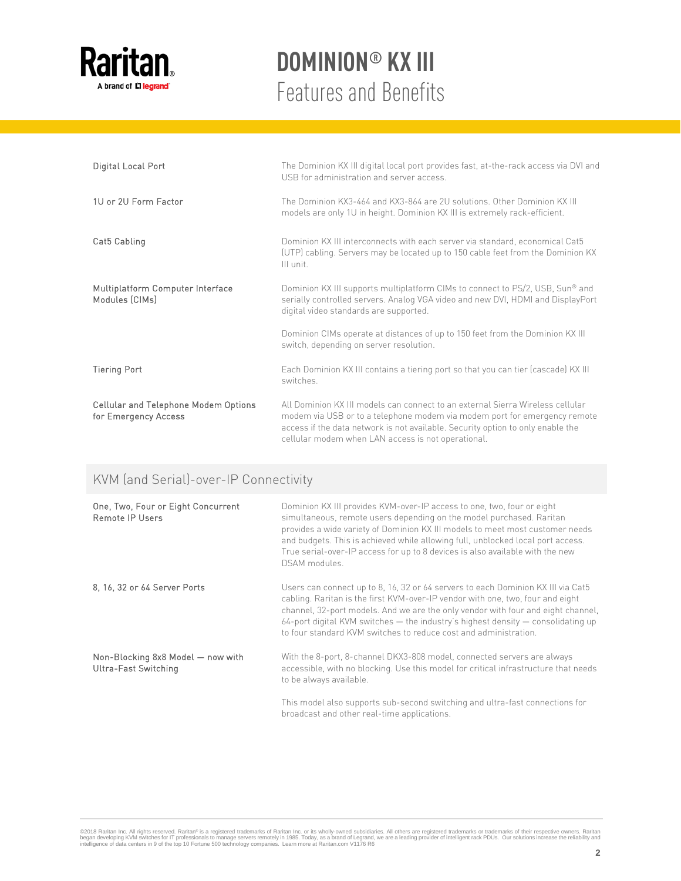# DOMINION® KX III

## Features and Benefits

| | |
|---|---|
| Digital Local Port | The Dominion KX III digital local port provides fast, at-the-rack access via DVI and USB for administration and server access. |
| 1U or 2U Form Factor | The Dominion KX3-464 and KX3-864 are 2U solutions. Other Dominion KX III models are only 1U in height. Dominion KX III is extremely rack-efficient. |
| Cat5 Cabling | Dominion KX III interconnects with each server via standard, economical Cat5 (UTP) cabling. Servers may be located up to 150 cable feet from the Dominion KX III unit. |
| Multiplatform Computer Interface Modules (CIMs) | Dominion KX III supports multiplatform CIMs to connect to PS/2, USB, Sun® and serially controlled servers. Analog VGA video and new DVI, HDMI and DisplayPort digital video standards are supported.<br><br>Dominion CIMs operate at distances of up to 150 feet from the Dominion KX III switch, depending on server resolution. |
| Tiering Port | Each Dominion KX III contains a tiering port so that you can tier (cascade) KX III switches. |
| Cellular and Telephone Modem Options for Emergency Access | All Dominion KX III models can connect to an external Sierra Wireless cellular modem via USB or to a telephone modem via modem port for emergency remote access if the data network is not available. Security option to only enable the cellular modem when LAN access is not operational. |

## KVM (and Serial)-over-IP Connectivity

| | |
|---|---|
| One, Two, Four or Eight Concurrent Remote IP Users | Dominion KX III provides KVM-over-IP access to one, two, four or eight simultaneous, remote users depending on the model purchased. Raritan provides a wide variety of Dominion KX III models to meet most customer needs and budgets. This is achieved while allowing full, unblocked local port access. True serial-over-IP access for up to 8 devices is also available with the new DSAM modules. |
| 8, 16, 32 or 64 Server Ports | Users can connect up to 8, 16, 32 or 64 servers to each Dominion KX III via Cat5 cabling. Raritan is the first KVM-over-IP vendor with one, two, four and eight channel, 32-port models. And we are the only vendor with four and eight channel, 64-port digital KVM switches — the industry's highest density — consolidating up to four standard KVM switches to reduce cost and administration. |
| Non-Blocking 8x8 Model — now with Ultra-Fast Switching | With the 8-port, 8-channel DKX3-808 model, connected servers are always accessible, with no blocking. Use this model for critical infrastructure that needs to be always available.<br><br>This model also supports sub-second switching and ultra-fast connections for broadcast and other real-time applications. |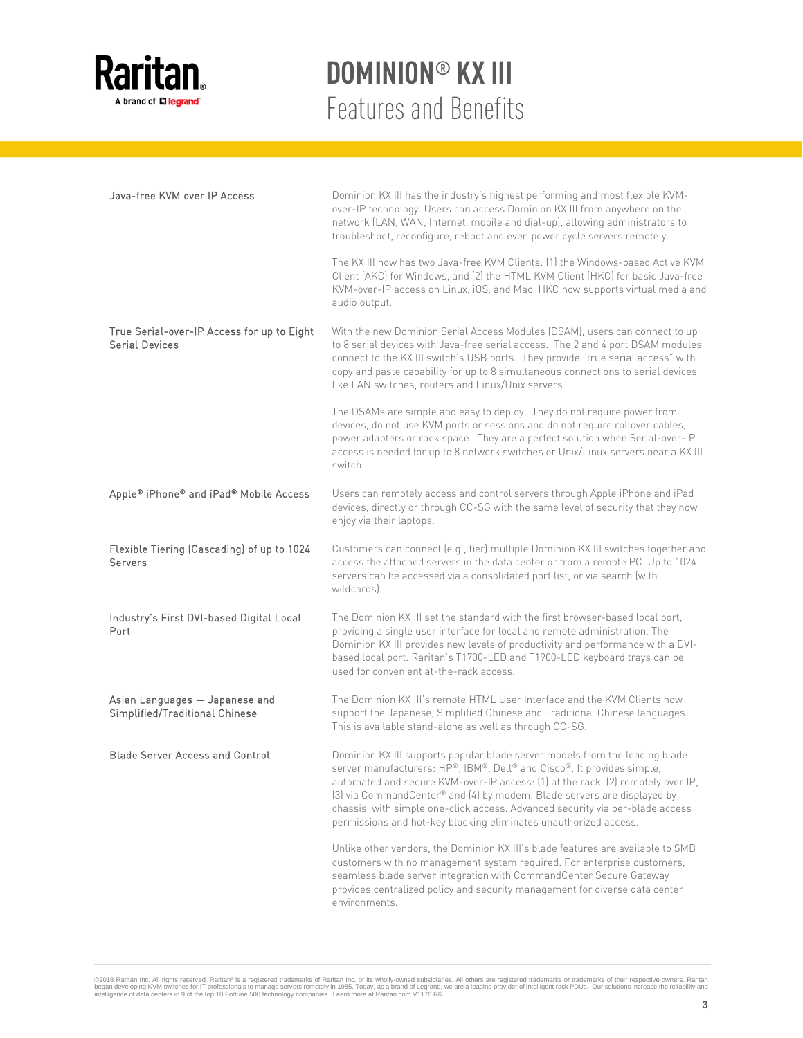# DOMINION® KX III
## Features and Benefits

| | |
|---|---|
| Java-free KVM over IP Access | Dominion KX III has the industry's highest performing and most flexible KVM-over-IP technology. Users can access Dominion KX III from anywhere on the network (LAN, WAN, Internet, mobile and dial-up), allowing administrators to troubleshoot, reconfigure, reboot and even power cycle servers remotely.<br><br>The KX III now has two Java-free KVM Clients: (1) the Windows-based Active KVM Client (AKC) for Windows, and (2) the HTML KVM Client (HKC) for basic Java-free KVM-over-IP access on Linux, iOS, and Mac. HKC now supports virtual media and audio output. |
| True Serial-over-IP Access for up to Eight Serial Devices | With the new Dominion Serial Access Modules (DSAM), users can connect to up to 8 serial devices with Java-free serial access. The 2 and 4 port DSAM modules connect to the KX III switch's USB ports. They provide "true serial access" with copy and paste capability for up to 8 simultaneous connections to serial devices like LAN switches, routers and Linux/Unix servers.<br><br>The DSAMs are simple and easy to deploy. They do not require power from devices, do not use KVM ports or sessions and do not require rollover cables, power adapters or rack space. They are a perfect solution when Serial-over-IP access is needed for up to 8 network switches or Unix/Linux servers near a KX III switch. |
| Apple® iPhone® and iPad® Mobile Access | Users can remotely access and control servers through Apple iPhone and iPad devices, directly or through CC-SG with the same level of security that they now enjoy via their laptops. |
| Flexible Tiering (Cascading) of up to 1024 Servers | Customers can connect (e.g., tier) multiple Dominion KX III switches together and access the attached servers in the data center or from a remote PC. Up to 1024 servers can be accessed via a consolidated port list, or via search (with wildcards). |
| Industry's First DVI-based Digital Local Port | The Dominion KX III set the standard with the first browser-based local port, providing a single user interface for local and remote administration. The Dominion KX III provides new levels of productivity and performance with a DVI-based local port. Raritan's T1700-LED and T1900-LED keyboard trays can be used for convenient at-the-rack access. |
| Asian Languages — Japanese and Simplified/Traditional Chinese | The Dominion KX III's remote HTML User Interface and the KVM Clients now support the Japanese, Simplified Chinese and Traditional Chinese languages. This is available stand-alone as well as through CC-SG. |
| Blade Server Access and Control | Dominion KX III supports popular blade server models from the leading blade server manufacturers: HP®, IBM®, Dell® and Cisco®. It provides simple, automated and secure KVM-over-IP access: (1) at the rack, (2) remotely over IP, (3) via CommandCenter® and (4) by modem. Blade servers are displayed by chassis, with simple one-click access. Advanced security via per-blade access permissions and hot-key blocking eliminates unauthorized access.<br><br>Unlike other vendors, the Dominion KX III's blade features are available to SMB customers with no management system required. For enterprise customers, seamless blade server integration with CommandCenter Secure Gateway provides centralized policy and security management for diverse data center environments. |

©2018 Raritan Inc. All rights reserved. Raritan® is a registered trademarks of Raritan Inc. or its wholly-owned subsidiaries. All others are registered trademarks or trademarks of their respective owners. Raritan began developing KVM switches for IT professionals to manage servers remotely in 1985. Today, as a brand of Legrand, we are a leading provider of intelligent rack PDUs. Our solutions increase the reliability and intelligence of data centers in 9 of the top 10 Fortune 500 technology companies. Learn more at Raritan.com V1176 R6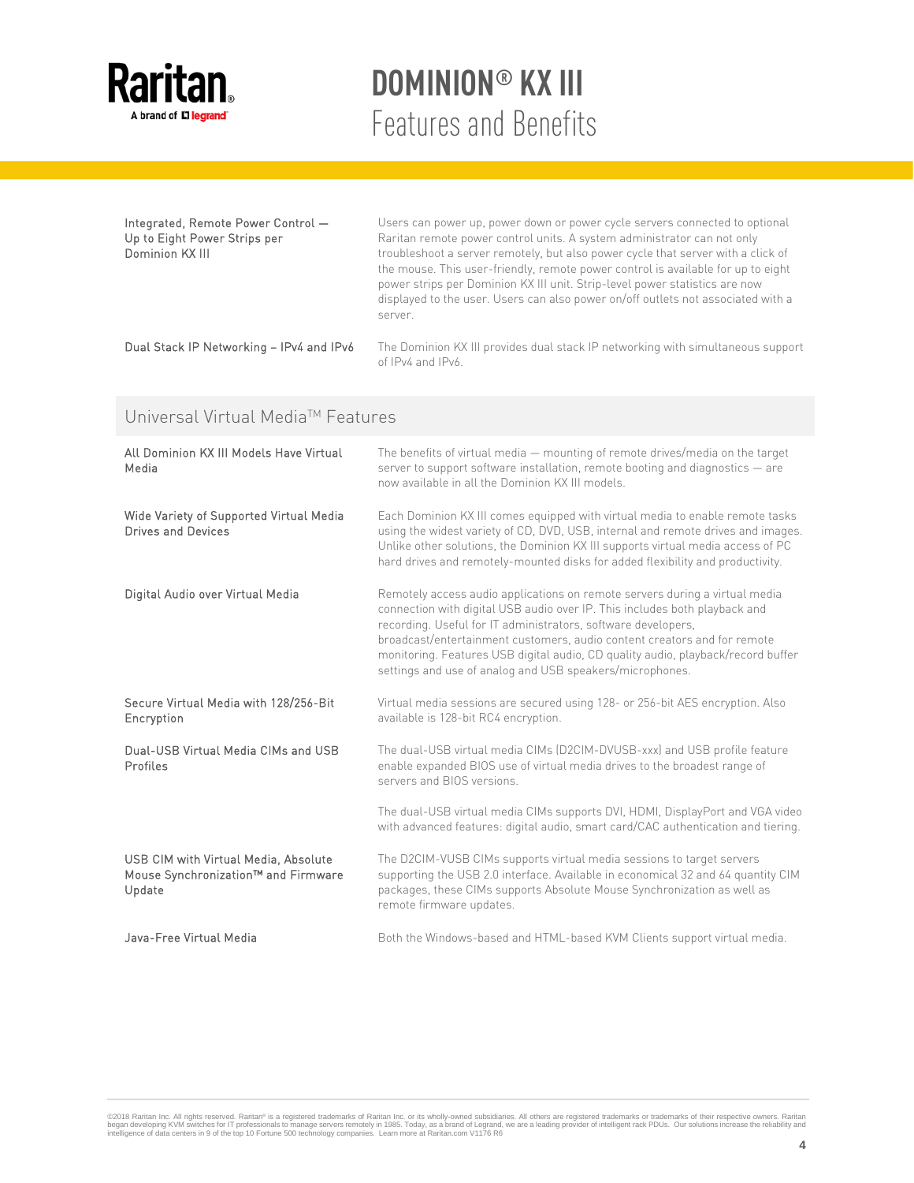| | |
|---|---|
| Integrated, Remote Power Control — Up to Eight Power Strips per Dominion KX III | Users can power up, power down or power cycle servers connected to optional Raritan remote power control units. A system administrator can not only troubleshoot a server remotely, but also power cycle that server with a click of the mouse. This user-friendly, remote power control is available for up to eight power strips per Dominion KX III unit. Strip-level power statistics are now displayed to the user. Users can also power on/off outlets not associated with a server. |
| Dual Stack IP Networking – IPv4 and IPv6 | The Dominion KX III provides dual stack IP networking with simultaneous support of IPv4 and IPv6. |

## Universal Virtual Media™ Features

| | |
|---|---|
| All Dominion KX III Models Have Virtual Media | The benefits of virtual media — mounting of remote drives/media on the target server to support software installation, remote booting and diagnostics — are now available in all the Dominion KX III models. |
| Wide Variety of Supported Virtual Media Drives and Devices | Each Dominion KX III comes equipped with virtual media to enable remote tasks using the widest variety of CD, DVD, USB, internal and remote drives and images. Unlike other solutions, the Dominion KX III supports virtual media access of PC hard drives and remotely-mounted disks for added flexibility and productivity. |
| Digital Audio over Virtual Media | Remotely access audio applications on remote servers during a virtual media connection with digital USB audio over IP. This includes both playback and recording. Useful for IT administrators, software developers, broadcast/entertainment customers, audio content creators and for remote monitoring. Features USB digital audio, CD quality audio, playback/record buffer settings and use of analog and USB speakers/microphones. |
| Secure Virtual Media with 128/256-Bit Encryption | Virtual media sessions are secured using 128- or 256-bit AES encryption. Also available is 128-bit RC4 encryption. |
| Dual-USB Virtual Media CIMs and USB Profiles | The dual-USB virtual media CIMs (D2CIM-DVUSB-xxx) and USB profile feature enable expanded BIOS use of virtual media drives to the broadest range of servers and BIOS versions.<br><br>The dual-USB virtual media CIMs supports DVI, HDMI, DisplayPort and VGA video with advanced features: digital audio, smart card/CAC authentication and tiering. |
| USB CIM with Virtual Media, Absolute Mouse Synchronization™ and Firmware Update | The D2CIM-VUSB CIMs supports virtual media sessions to target servers supporting the USB 2.0 interface. Available in economical 32 and 64 quantity CIM packages, these CIMs supports Absolute Mouse Synchronization as well as remote firmware updates. |
| Java-Free Virtual Media | Both the Windows-based and HTML-based KVM Clients support virtual media. |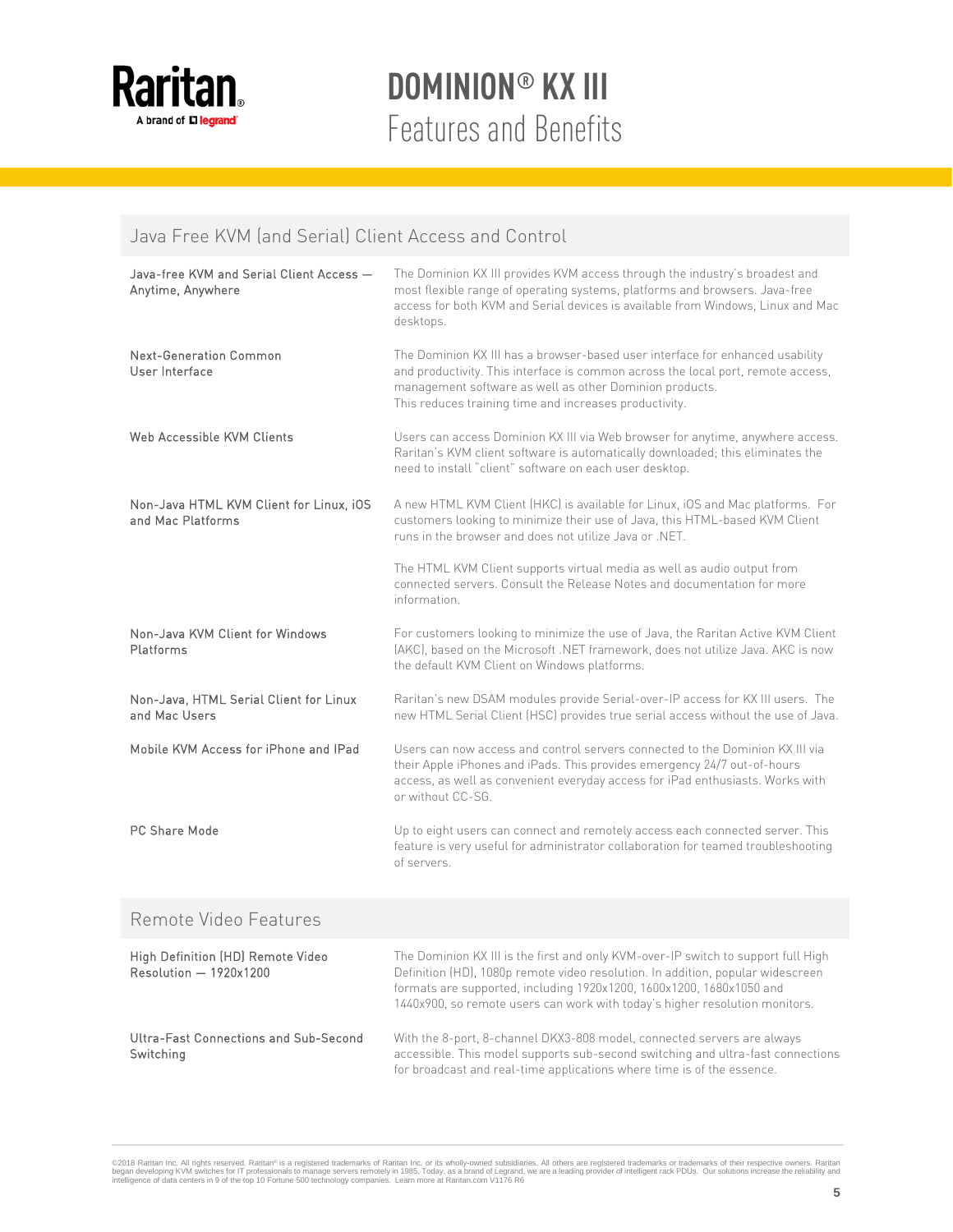# DOMINION® KX III

## Features and Benefits

### Java Free KVM (and Serial) Client Access and Control

| Feature | Description |
|---|---|
| Java-free KVM and Serial Client Access — Anytime, Anywhere | The Dominion KX III provides KVM access through the industry's broadest and most flexible range of operating systems, platforms and browsers. Java-free access for both KVM and Serial devices is available from Windows, Linux and Mac desktops. |
| Next-Generation Common User Interface | The Dominion KX III has a browser-based user interface for enhanced usability and productivity. This interface is common across the local port, remote access, management software as well as other Dominion products. This reduces training time and increases productivity. |
| Web Accessible KVM Clients | Users can access Dominion KX III via Web browser for anytime, anywhere access. Raritan's KVM client software is automatically downloaded; this eliminates the need to install "client" software on each user desktop. |
| Non-Java HTML KVM Client for Linux, iOS and Mac Platforms | A new HTML KVM Client (HKC) is available for Linux, iOS and Mac platforms. For customers looking to minimize their use of Java, this HTML-based KVM Client runs in the browser and does not utilize Java or .NET.<br><br>The HTML KVM Client supports virtual media as well as audio output from connected servers. Consult the Release Notes and documentation for more information. |
| Non-Java KVM Client for Windows Platforms | For customers looking to minimize the use of Java, the Raritan Active KVM Client (AKC), based on the Microsoft .NET framework, does not utilize Java. AKC is now the default KVM Client on Windows platforms. |
| Non-Java, HTML Serial Client for Linux and Mac Users | Raritan's new DSAM modules provide Serial-over-IP access for KX III users. The new HTML Serial Client (HSC) provides true serial access without the use of Java. |
| Mobile KVM Access for iPhone and IPad | Users can now access and control servers connected to the Dominion KX III via their Apple iPhones and iPads. This provides emergency 24/7 out-of-hours access, as well as convenient everyday access for iPad enthusiasts. Works with or without CC-SG. |
| PC Share Mode | Up to eight users can connect and remotely access each connected server. This feature is very useful for administrator collaboration for teamed troubleshooting of servers. |

### Remote Video Features

| Feature | Description |
|---|---|
| High Definition (HD) Remote Video Resolution — 1920x1200 | The Dominion KX III is the first and only KVM-over-IP switch to support full High Definition (HD), 1080p remote video resolution. In addition, popular widescreen formats are supported, including 1920x1200, 1600x1200, 1680x1050 and 1440x900, so remote users can work with today's higher resolution monitors. |
| Ultra-Fast Connections and Sub-Second Switching | With the 8-port, 8-channel DKX3-808 model, connected servers are always accessible. This model supports sub-second switching and ultra-fast connections for broadcast and real-time applications where time is of the essence. |

©2018 Raritan Inc. All rights reserved. Raritan® is a registered trademarks of Raritan Inc. or its wholly-owned subsidiaries. All others are registered trademarks or trademarks of their respective owners. Raritan began developing KVM switches for IT professionals to manage servers remotely in 1985. Today, as a brand of Legrand, we are a leading provider of intelligent rack PDUs. Our solutions increase the reliability and intelligence of data centers in 9 of the top 10 Fortune 500 technology companies. Learn more at Raritan.com V1176 R6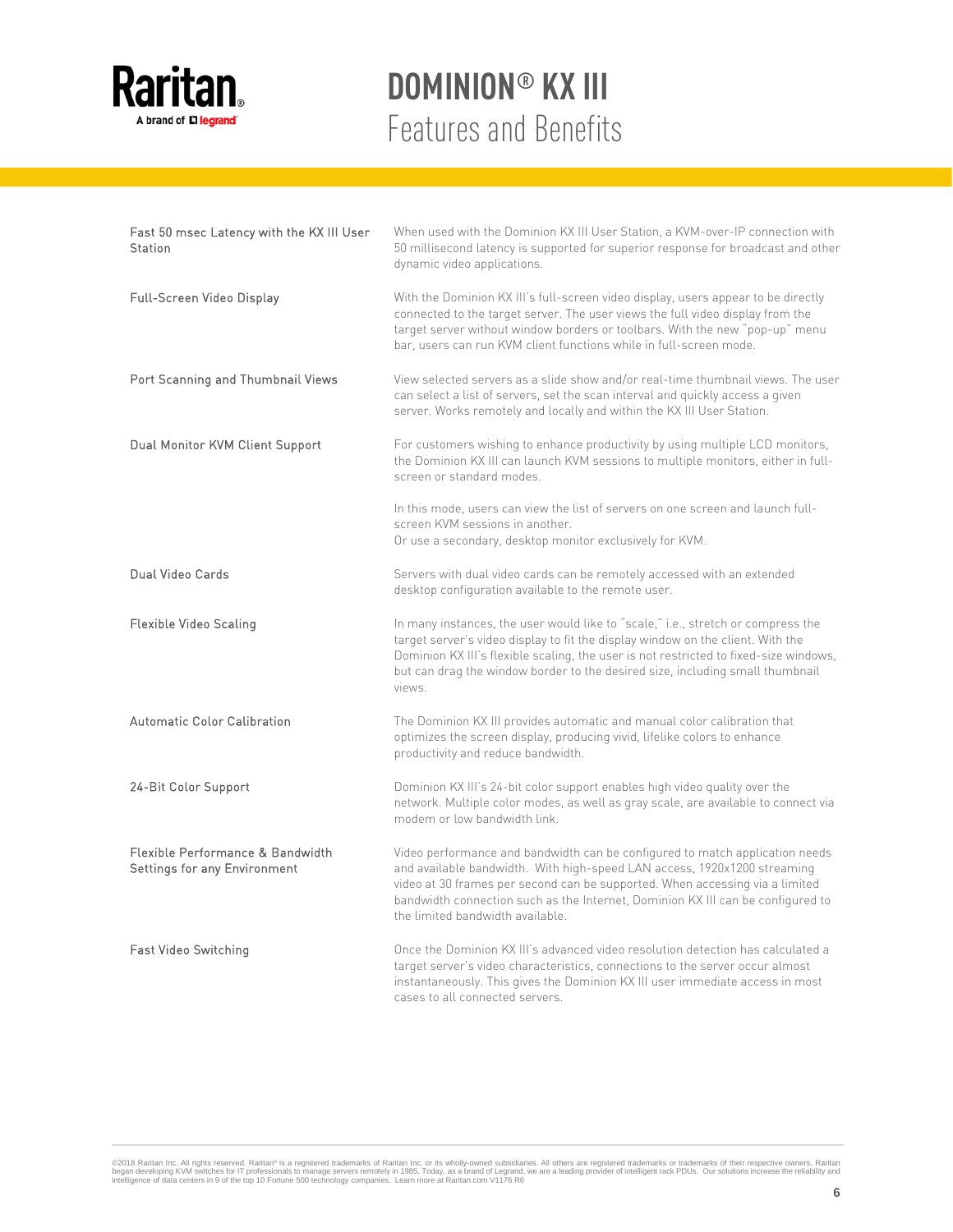# DOMINION® KX III

## Features and Benefits

| Feature | Description |
|---|---|
| Fast 50 msec Latency with the KX III User Station | When used with the Dominion KX III User Station, a KVM-over-IP connection with 50 millisecond latency is supported for superior response for broadcast and other dynamic video applications. |
| Full-Screen Video Display | With the Dominion KX III's full-screen video display, users appear to be directly connected to the target server. The user views the full video display from the target server without window borders or toolbars. With the new "pop-up" menu bar, users can run KVM client functions while in full-screen mode. |
| Port Scanning and Thumbnail Views | View selected servers as a slide show and/or real-time thumbnail views. The user can select a list of servers, set the scan interval and quickly access a given server. Works remotely and locally and within the KX III User Station. |
| Dual Monitor KVM Client Support | For customers wishing to enhance productivity by using multiple LCD monitors, the Dominion KX III can launch KVM sessions to multiple monitors, either in full-screen or standard modes.<br><br>In this mode, users can view the list of servers on one screen and launch full-screen KVM sessions in another.<br>Or use a secondary, desktop monitor exclusively for KVM. |
| Dual Video Cards | Servers with dual video cards can be remotely accessed with an extended desktop configuration available to the remote user. |
| Flexible Video Scaling | In many instances, the user would like to "scale," i.e., stretch or compress the target server's video display to fit the display window on the client. With the Dominion KX III's flexible scaling, the user is not restricted to fixed-size windows, but can drag the window border to the desired size, including small thumbnail views. |
| Automatic Color Calibration | The Dominion KX III provides automatic and manual color calibration that optimizes the screen display, producing vivid, lifelike colors to enhance productivity and reduce bandwidth. |
| 24-Bit Color Support | Dominion KX III's 24-bit color support enables high video quality over the network. Multiple color modes, as well as gray scale, are available to connect via modem or low bandwidth link. |
| Flexible Performance & Bandwidth Settings for any Environment | Video performance and bandwidth can be configured to match application needs and available bandwidth. With high-speed LAN access, 1920x1200 streaming video at 30 frames per second can be supported. When accessing via a limited bandwidth connection such as the Internet, Dominion KX III can be configured to the limited bandwidth available. |
| Fast Video Switching | Once the Dominion KX III's advanced video resolution detection has calculated a target server's video characteristics, connections to the server occur almost instantaneously. This gives the Dominion KX III user immediate access in most cases to all connected servers. |

©2018 Raritan Inc. All rights reserved. Raritan® is a registered trademarks of Raritan Inc. or its wholly-owned subsidiaries. All others are registered trademarks or trademarks of their respective owners. Raritan began developing KVM switches for IT professionals to manage servers remotely in 1985. Today, as a brand of Legrand, we are a leading provider of intelligent rack PDUs. Our solutions increase the reliability and intelligence of data centers in 9 of the top 10 Fortune 500 technology companies. Learn more at Raritan.com V1176 R6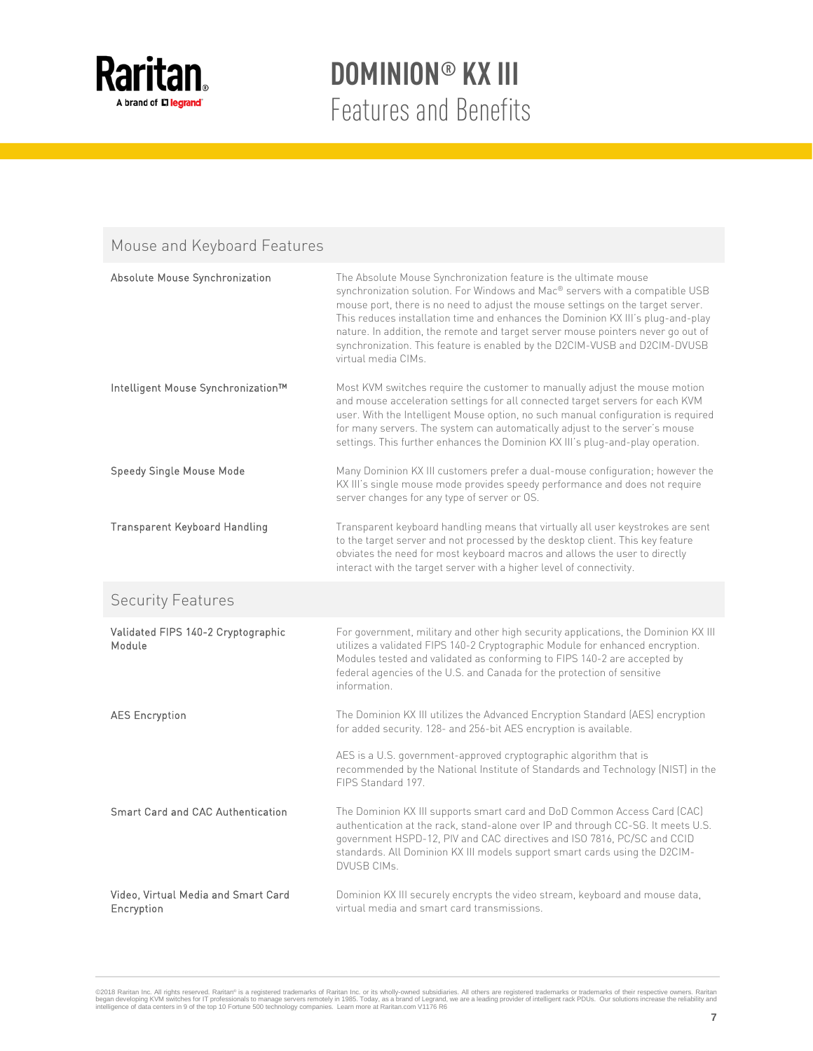# DOMINION® KX III Features and Benefits

## Mouse and Keyboard Features

| | |
|---|---|
| Absolute Mouse Synchronization | The Absolute Mouse Synchronization feature is the ultimate mouse synchronization solution. For Windows and Mac® servers with a compatible USB mouse port, there is no need to adjust the mouse settings on the target server. This reduces installation time and enhances the Dominion KX III's plug-and-play nature. In addition, the remote and target server mouse pointers never go out of synchronization. This feature is enabled by the D2CIM-VUSB and D2CIM-DVUSB virtual media CIMs. |
| Intelligent Mouse Synchronization™ | Most KVM switches require the customer to manually adjust the mouse motion and mouse acceleration settings for all connected target servers for each KVM user. With the Intelligent Mouse option, no such manual configuration is required for many servers. The system can automatically adjust to the server's mouse settings. This further enhances the Dominion KX III's plug-and-play operation. |
| Speedy Single Mouse Mode | Many Dominion KX III customers prefer a dual-mouse configuration; however the KX III's single mouse mode provides speedy performance and does not require server changes for any type of server or OS. |
| Transparent Keyboard Handling | Transparent keyboard handling means that virtually all user keystrokes are sent to the target server and not processed by the desktop client. This key feature obviates the need for most keyboard macros and allows the user to directly interact with the target server with a higher level of connectivity. |

## Security Features

| | |
|---|---|
| Validated FIPS 140-2 Cryptographic Module | For government, military and other high security applications, the Dominion KX III utilizes a validated FIPS 140-2 Cryptographic Module for enhanced encryption. Modules tested and validated as conforming to FIPS 140-2 are accepted by federal agencies of the U.S. and Canada for the protection of sensitive information. |
| AES Encryption | The Dominion KX III utilizes the Advanced Encryption Standard (AES) encryption for added security. 128- and 256-bit AES encryption is available.<br><br>AES is a U.S. government-approved cryptographic algorithm that is recommended by the National Institute of Standards and Technology (NIST) in the FIPS Standard 197. |
| Smart Card and CAC Authentication | The Dominion KX III supports smart card and DoD Common Access Card (CAC) authentication at the rack, stand-alone over IP and through CC-SG. It meets U.S. government HSPD-12, PIV and CAC directives and ISO 7816, PC/SC and CCID standards. All Dominion KX III models support smart cards using the D2CIM-DVUSB CIMs. |
| Video, Virtual Media and Smart Card Encryption | Dominion KX III securely encrypts the video stream, keyboard and mouse data, virtual media and smart card transmissions. |

©2018 Raritan Inc. All rights reserved. Raritan® is a registered trademarks of Raritan Inc. or its wholly-owned subsidiaries. All others are registered trademarks or trademarks of their respective owners. Raritan began developing KVM switches for IT professionals to manage servers remotely in 1985. Today, as a brand of Legrand, we are a leading provider of intelligent rack PDUs. Our solutions increase the reliability and intelligence of data centers in 9 of the top 10 Fortune 500 technology companies. Learn more at Raritan.com V1176 R6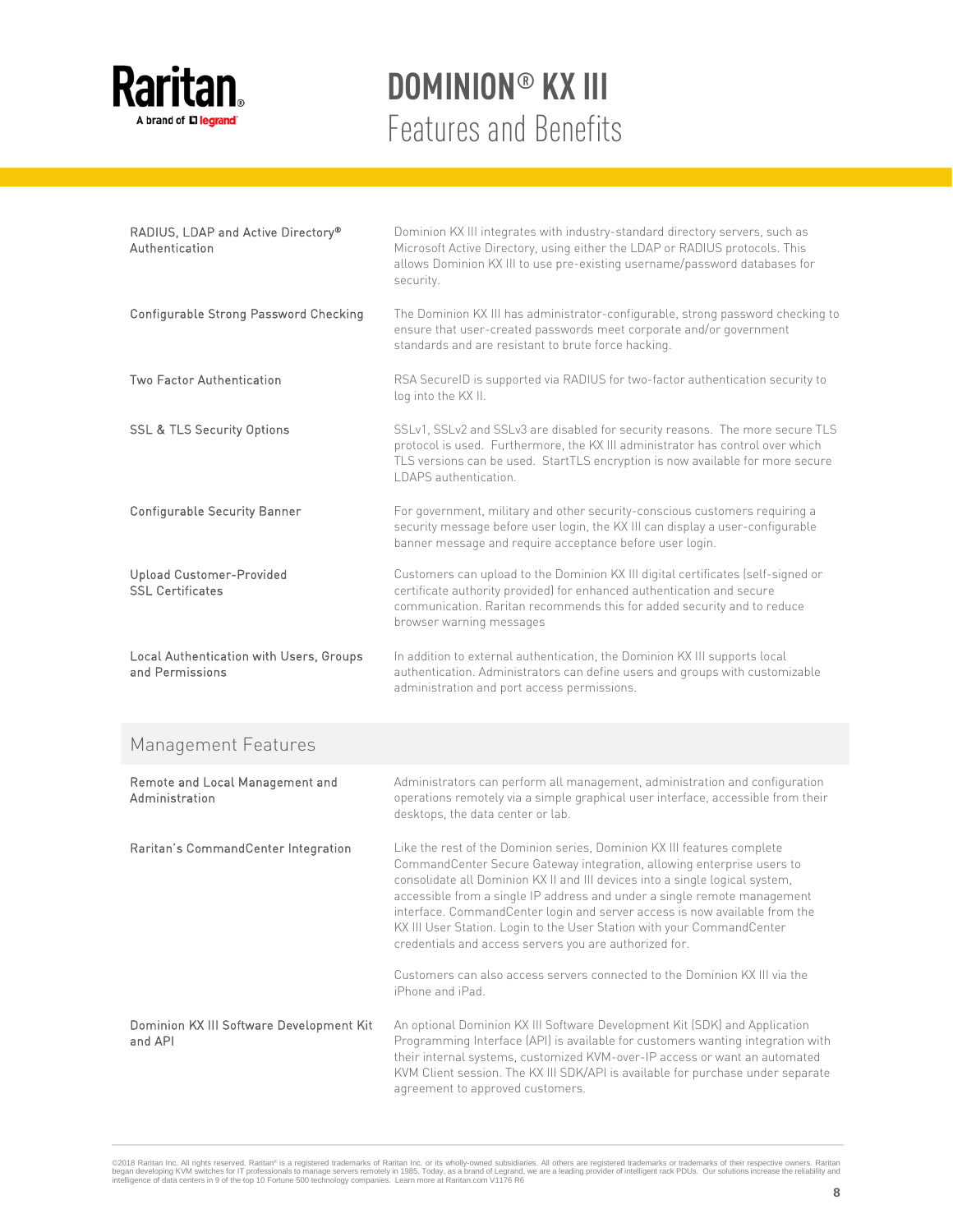| | |
|---|---|
| RADIUS, LDAP and Active Directory® Authentication | Dominion KX III integrates with industry-standard directory servers, such as Microsoft Active Directory, using either the LDAP or RADIUS protocols. This allows Dominion KX III to use pre-existing username/password databases for security. |
| Configurable Strong Password Checking | The Dominion KX III has administrator-configurable, strong password checking to ensure that user-created passwords meet corporate and/or government standards and are resistant to brute force hacking. |
| Two Factor Authentication | RSA SecureID is supported via RADIUS for two-factor authentication security to log into the KX II. |
| SSL & TLS Security Options | SSLv1, SSLv2 and SSLv3 are disabled for security reasons. The more secure TLS protocol is used. Furthermore, the KX III administrator has control over which TLS versions can be used. StartTLS encryption is now available for more secure LDAPS authentication. |
| Configurable Security Banner | For government, military and other security-conscious customers requiring a security message before user login, the KX III can display a user-configurable banner message and require acceptance before user login. |
| Upload Customer-Provided SSL Certificates | Customers can upload to the Dominion KX III digital certificates (self-signed or certificate authority provided) for enhanced authentication and secure communication. Raritan recommends this for added security and to reduce browser warning messages |
| Local Authentication with Users, Groups and Permissions | In addition to external authentication, the Dominion KX III supports local authentication. Administrators can define users and groups with customizable administration and port access permissions. |

## Management Features

| | |
|---|---|
| Remote and Local Management and Administration | Administrators can perform all management, administration and configuration operations remotely via a simple graphical user interface, accessible from their desktops, the data center or lab. |
| Raritan's CommandCenter Integration | Like the rest of the Dominion series, Dominion KX III features complete CommandCenter Secure Gateway integration, allowing enterprise users to consolidate all Dominion KX II and III devices into a single logical system, accessible from a single IP address and under a single remote management interface. CommandCenter login and server access is now available from the KX III User Station. Login to the User Station with your CommandCenter credentials and access servers you are authorized for.<br><br>Customers can also access servers connected to the Dominion KX III via the iPhone and iPad. |
| Dominion KX III Software Development Kit and API | An optional Dominion KX III Software Development Kit (SDK) and Application Programming Interface (API) is available for customers wanting integration with their internal systems, customized KVM-over-IP access or want an automated KVM Client session. The KX III SDK/API is available for purchase under separate agreement to approved customers. |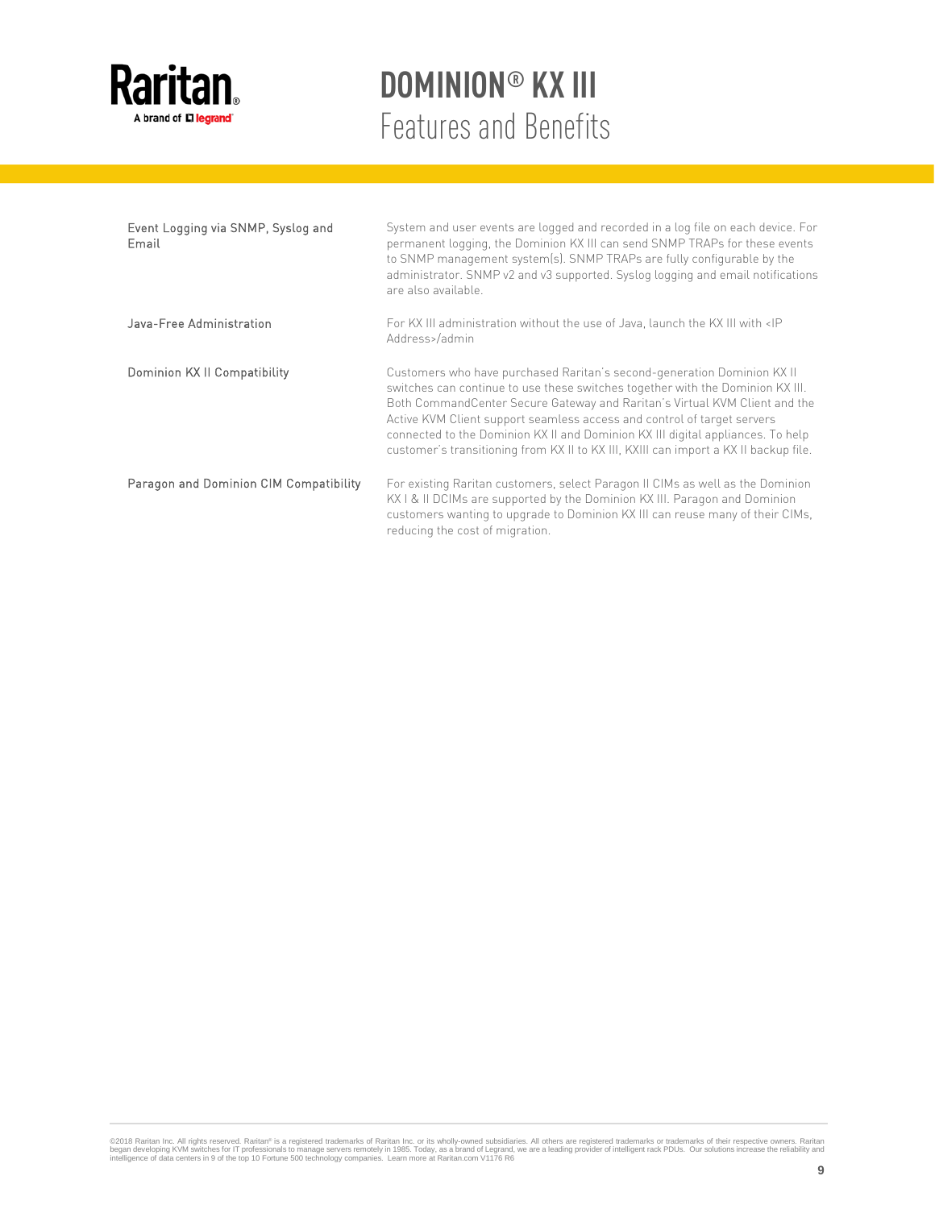| | |
|---|---|
| Event Logging via SNMP, Syslog and Email | System and user events are logged and recorded in a log file on each device. For permanent logging, the Dominion KX III can send SNMP TRAPs for these events to SNMP management system(s). SNMP TRAPs are fully configurable by the administrator. SNMP v2 and v3 supported. Syslog logging and email notifications are also available. |
| Java-Free Administration | For KX III administration without the use of Java, launch the KX III with <IP Address>/admin |
| Dominion KX II Compatibility | Customers who have purchased Raritan's second-generation Dominion KX II switches can continue to use these switches together with the Dominion KX III. Both CommandCenter Secure Gateway and Raritan's Virtual KVM Client and the Active KVM Client support seamless access and control of target servers connected to the Dominion KX II and Dominion KX III digital appliances. To help customer's transitioning from KX II to KX III, KXIII can import a KX II backup file. |
| Paragon and Dominion CIM Compatibility | For existing Raritan customers, select Paragon II CIMs as well as the Dominion KX I & II DCIMs are supported by the Dominion KX III. Paragon and Dominion customers wanting to upgrade to Dominion KX III can reuse many of their CIMs, reducing the cost of migration. |

©2018 Raritan Inc. All rights reserved. Raritan® is a registered trademarks of Raritan Inc. or its wholly-owned subsidiaries. All others are registered trademarks or trademarks of their respective owners. Raritan began developing KVM switches for IT professionals to manage servers remotely in 1985. Today, as a brand of Legrand, we are a leading provider of intelligent rack PDUs. Our solutions increase the reliability and intelligence of data centers in 9 of the top 10 Fortune 500 technology companies. Learn more at Raritan.com V1176 R6